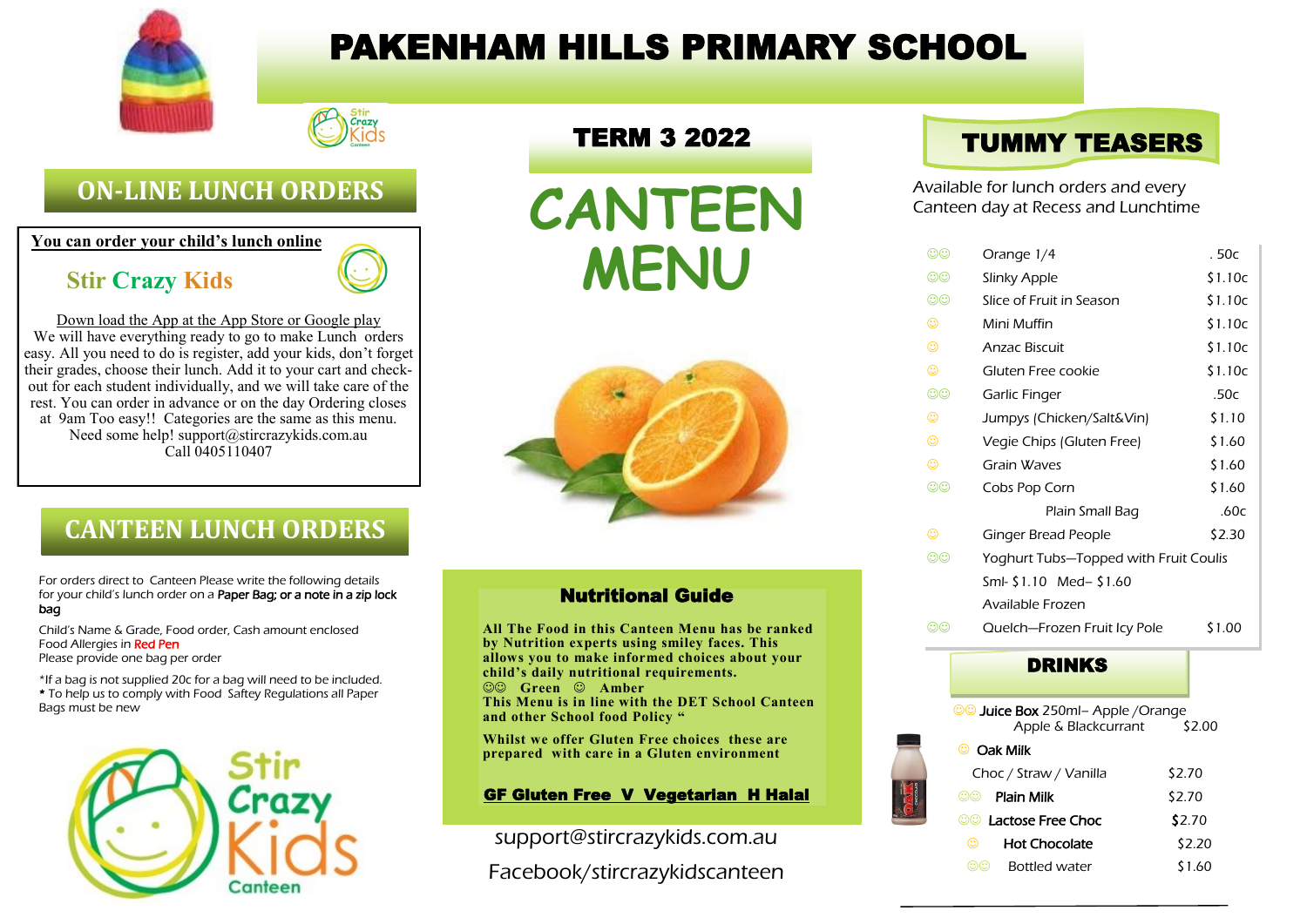# PAKENHAM HILLS PRIMARY SCHOOL

## ON-LINE LUNCH ORDERS

**You can order your child's lunch online**

**Stir Crazy Kids**

Down load the App at the App Store or Google play

We will have everything ready to go to make Lunch orders easy. All you need to do is register, add your kids, don't forget their grades, choose their lunch. Add it to your cart and check-out for each student individually, and we will take care of the rest. You can order in advance or on the day Ordering closes at 9am Too easy!! Categories are the same as this menu.
Need some help! support@stircrazykids.com.au
Call 0405110407

## CANTEEN LUNCH ORDERS

For orders direct to Canteen Please write the following details for your child's lunch order on a **Paper Bag; or a note in a zip lock bag**

Child's Name & Grade, Food order, Cash amount enclosed
Food Allergies in Red Pen
Please provide one bag per order

*If a bag is not supplied 20c for a bag will need to be included.
* To help us to comply with Food Saftey Regulations all Paper Bags must be new

Stir Crazy Kids Canteen

## TERM 3 2022

# CANTEEN MENU

### Nutritional Guide

**All The Food in this Canteen Menu has been ranked by Nutrition experts using smiley faces. This allows you to make informed choices about your child's daily nutritional requirements.**
**☺☺ Green ☺ Amber**
**This Menu is in line with the DET School Canteen and other School food Policy "**

**Whilst we offer Gluten Free choices these are prepared with care in a Gluten environment**

**GF Gluten Free V Vegetarian H Halal**

support@stircrazykids.com.au
Facebook/stircrazykidscanteen

## TUMMY TEASERS

Available for lunch orders and every Canteen day at Recess and Lunchtime

| Rating | Item | Price |
|---|---|---|
| ☺☺ | Orange 1/4 | . 50c |
| ☺☺ | Slinky Apple | $1.10c |
| ☺☺ | Slice of Fruit in Season | $1.10c |
| ☺ | Mini Muffin | $1.10c |
| ☺ | Anzac Biscuit | $1.10c |
| ☺ | Gluten Free cookie | $1.10c |
| ☺☺ | Garlic Finger | .50c |
| ☺ | Jumpys (Chicken/Salt&Vin) | $1.10 |
| ☺ | Vegie Chips (Gluten Free) | $1.60 |
| ☺ | Grain Waves | $1.60 |
| ☺☺ | Cobs Pop Corn | $1.60 |
| | Plain Small Bag | .60c |
| ☺ | Ginger Bread People | $2.30 |
| ☺☺ | Yoghurt Tubs—Topped with Fruit Coulis<br>Sml- $1.10 Med– $1.60<br>Available Frozen | |
| ☺☺ | Quelch—Frozen Fruit Icy Pole | $1.00 |

## DRINKS

| Rating | Item | Price |
|---|---|---|
| ☺☺ | **Juice Box** 250ml– Apple /Orange<br>Apple & Blackcurrant | $2.00 |
| ☺ | **Oak Milk**<br>Choc / Straw / Vanilla | $2.70 |
| ☺☺ | **Plain Milk** | $2.70 |
| ☺☺ | **Lactose Free Choc** | $2.70 |
| ☺ | **Hot Chocolate** | $2.20 |
| ☺☺ | Bottled water | $1.60 |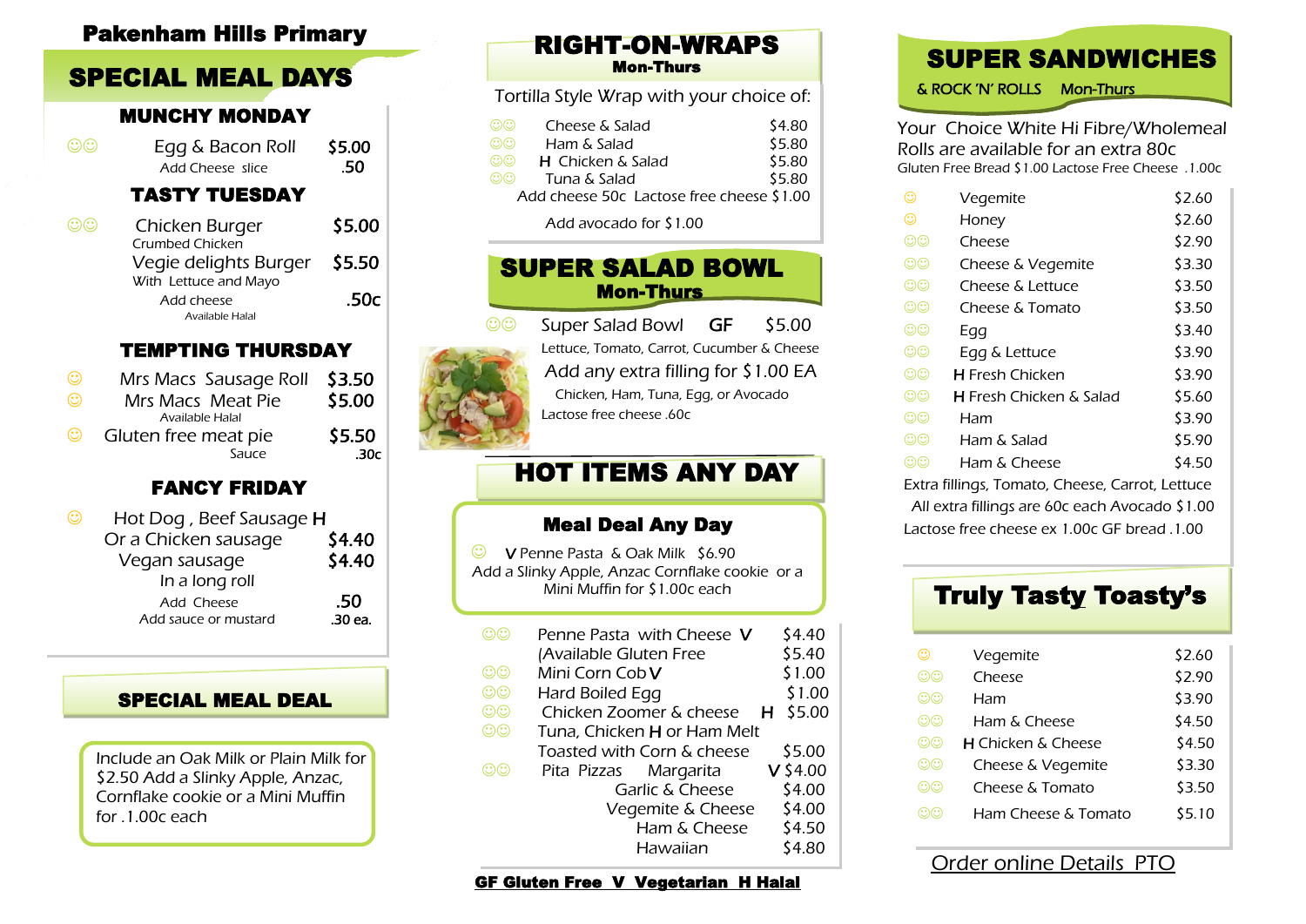## Pakenham Hills Primary

# SPECIAL MEAL DAYS

### MUNCHY MONDAY

| | | |
|---|---|---|
| ☺☺ | Egg & Bacon Roll | $5.00 |
| | Add Cheese slice | .50 |

### TASTY TUESDAY

| | | |
|---|---|---|
| ☺☺ | Chicken Burger<br>Crumbed Chicken | $5.00 |
| | Vegie delights Burger<br>With Lettuce and Mayo | $5.50 |
| | Add cheese<br>Available Halal | .50c |

### TEMPTING THURSDAY

| | | |
|---|---|---|
| ☺ | Mrs Macs Sausage Roll | $3.50 |
| ☺ | Mrs Macs Meat Pie<br>Available Halal | $5.00 |
| ☺ | Gluten free meat pie | $5.50 |
| | Sauce | .30c |

### FANCY FRIDAY

| | | |
|---|---|---|
| ☺ | Hot Dog , Beef Sausage H<br>Or a Chicken sausage | $4.40 |
| | Vegan sausage<br>In a long roll | $4.40 |
| | Add Cheese | .50 |
| | Add sauce or mustard | .30 ea. |

## SPECIAL MEAL DEAL

Include an Oak Milk or Plain Milk for $2.50 Add a Slinky Apple, Anzac, Cornflake cookie or a Mini Muffin for .1.00c each

## RIGHT-ON-WRAPS

**Mon-Thurs**

Tortilla Style Wrap with your choice of:

| | | |
|---|---|---|
| ☺☺ | Cheese & Salad | $4.80 |
| ☺☺ | Ham & Salad | $5.80 |
| ☺☺ | H Chicken & Salad | $5.80 |
| ☺☺ | Tuna & Salad | $5.80 |

Add cheese 50c Lactose free cheese $1.00

Add avocado for $1.00

## SUPER SALAD BOWL

**Mon-Thurs**

☺☺ Super Salad Bowl GF $5.00

Lettuce, Tomato, Carrot, Cucumber & Cheese

Add any extra filling for $1.00 EA

Chicken, Ham, Tuna, Egg, or Avocado

Lactose free cheese .60c

## HOT ITEMS ANY DAY

### Meal Deal Any Day

☺ V Penne Pasta & Oak Milk $6.90

Add a Slinky Apple, Anzac Cornflake cookie or a Mini Muffin for $1.00c each

| | | |
|---|---|---|
| ☺☺ | Penne Pasta with Cheese V | $4.40 |
| | (Available Gluten Free | $5.40 |
| ☺☺ | Mini Corn Cob V | $1.00 |
| ☺☺ | Hard Boiled Egg | $1.00 |
| ☺☺ | Chicken Zoomer & cheese H | $5.00 |
| ☺☺ | Tuna, Chicken H or Ham Melt<br>Toasted with Corn & cheese | $5.00 |
| ☺☺ | Pita Pizzas Margarita V | $4.00 |
| | Garlic & Cheese | $4.00 |
| | Vegemite & Cheese | $4.00 |
| | Ham & Cheese | $4.50 |
| | Hawaiian | $4.80 |

**GF Gluten Free V Vegetarian H Halal**

## SUPER SANDWICHES

& ROCK 'N' ROLLS Mon-Thurs

Your Choice White Hi Fibre/Wholemeal

Rolls are available for an extra 80c

Gluten Free Bread $1.00 Lactose Free Cheese .1.00c

| | | |
|---|---|---|
| ☺ | Vegemite | $2.60 |
| ☺ | Honey | $2.60 |
| ☺☺ | Cheese | $2.90 |
| ☺☺ | Cheese & Vegemite | $3.30 |
| ☺☺ | Cheese & Lettuce | $3.50 |
| ☺☺ | Cheese & Tomato | $3.50 |
| ☺☺ | Egg | $3.40 |
| ☺☺ | Egg & Lettuce | $3.90 |
| ☺☺ | H Fresh Chicken | $3.90 |
| ☺☺ | H Fresh Chicken & Salad | $5.60 |
| ☺☺ | Ham | $3.90 |
| ☺☺ | Ham & Salad | $5.90 |
| ☺☺ | Ham & Cheese | $4.50 |

Extra fillings, Tomato, Cheese, Carrot, Lettuce

All extra fillings are 60c each Avocado $1.00

Lactose free cheese ex 1.00c GF bread .1.00

## Truly Tasty Toasty's

| | | |
|---|---|---|
| ☺ | Vegemite | $2.60 |
| ☺☺ | Cheese | $2.90 |
| ☺☺ | Ham | $3.90 |
| ☺☺ | Ham & Cheese | $4.50 |
| ☺☺ | H Chicken & Cheese | $4.50 |
| ☺☺ | Cheese & Vegemite | $3.30 |
| ☺☺ | Cheese & Tomato | $3.50 |
| ☺☺ | Ham Cheese & Tomato | $5.10 |

Order online Details PTO